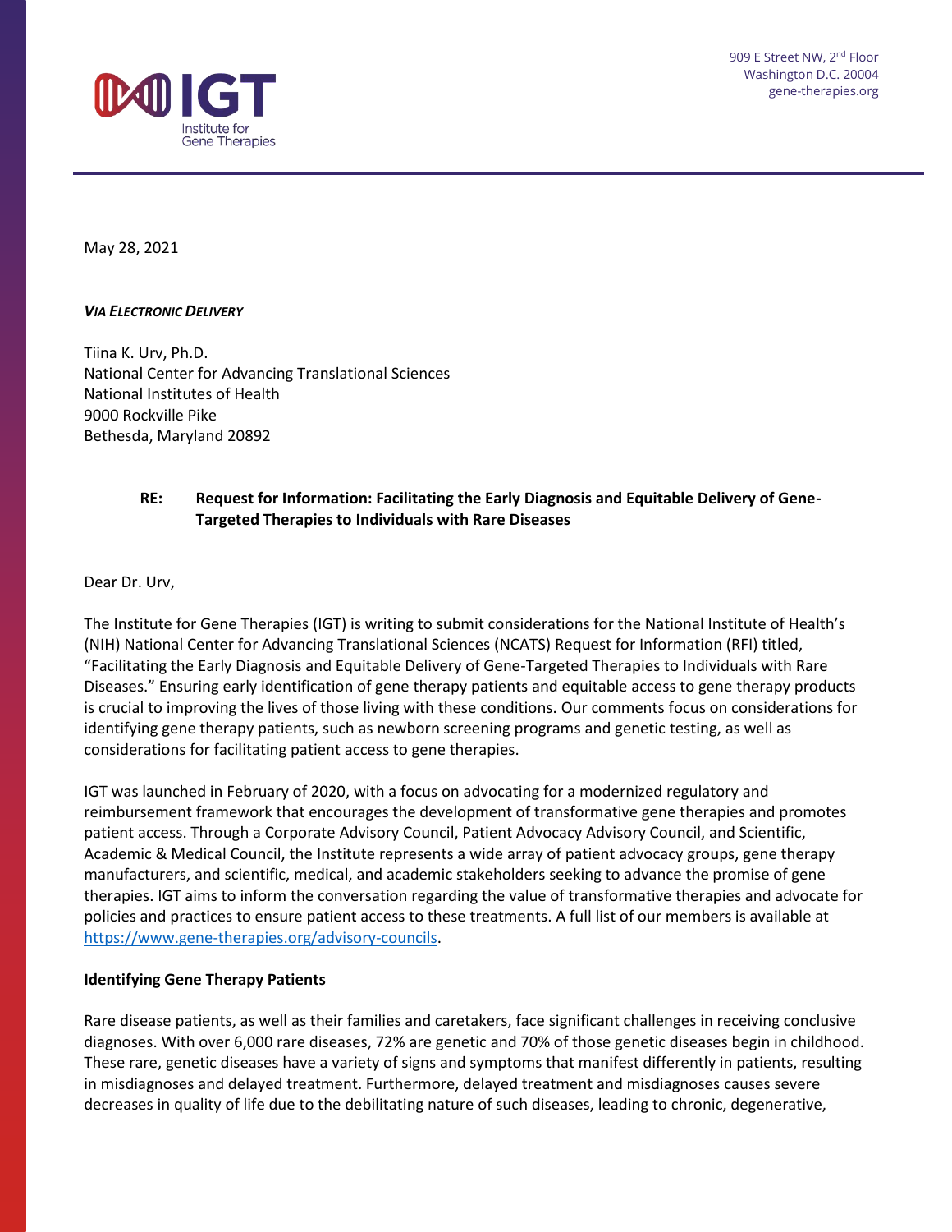IGT
Institute for Gene Therapies

909 E Street NW, 2nd Floor
Washington D.C. 20004
gene-therapies.org

May 28, 2021

***VIA ELECTRONIC DELIVERY***

Tiina K. Urv, Ph.D.
National Center for Advancing Translational Sciences
National Institutes of Health
9000 Rockville Pike
Bethesda, Maryland 20892

**RE: Request for Information: Facilitating the Early Diagnosis and Equitable Delivery of Gene-Targeted Therapies to Individuals with Rare Diseases**

Dear Dr. Urv,

The Institute for Gene Therapies (IGT) is writing to submit considerations for the National Institute of Health's (NIH) National Center for Advancing Translational Sciences (NCATS) Request for Information (RFI) titled, "Facilitating the Early Diagnosis and Equitable Delivery of Gene-Targeted Therapies to Individuals with Rare Diseases." Ensuring early identification of gene therapy patients and equitable access to gene therapy products is crucial to improving the lives of those living with these conditions. Our comments focus on considerations for identifying gene therapy patients, such as newborn screening programs and genetic testing, as well as considerations for facilitating patient access to gene therapies.

IGT was launched in February of 2020, with a focus on advocating for a modernized regulatory and reimbursement framework that encourages the development of transformative gene therapies and promotes patient access. Through a Corporate Advisory Council, Patient Advocacy Advisory Council, and Scientific, Academic & Medical Council, the Institute represents a wide array of patient advocacy groups, gene therapy manufacturers, and scientific, medical, and academic stakeholders seeking to advance the promise of gene therapies. IGT aims to inform the conversation regarding the value of transformative therapies and advocate for policies and practices to ensure patient access to these treatments. A full list of our members is available at https://www.gene-therapies.org/advisory-councils.

**Identifying Gene Therapy Patients**

Rare disease patients, as well as their families and caretakers, face significant challenges in receiving conclusive diagnoses. With over 6,000 rare diseases, 72% are genetic and 70% of those genetic diseases begin in childhood. These rare, genetic diseases have a variety of signs and symptoms that manifest differently in patients, resulting in misdiagnoses and delayed treatment. Furthermore, delayed treatment and misdiagnoses causes severe decreases in quality of life due to the debilitating nature of such diseases, leading to chronic, degenerative,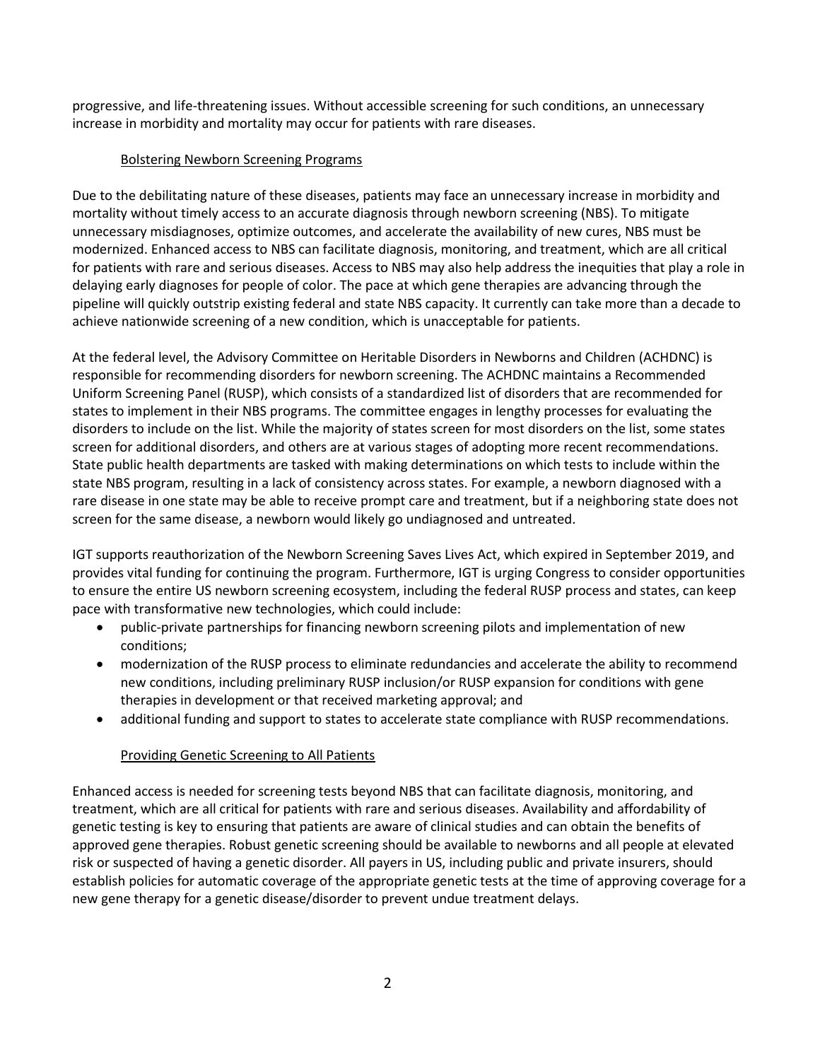progressive, and life-threatening issues. Without accessible screening for such conditions, an unnecessary increase in morbidity and mortality may occur for patients with rare diseases.

### Bolstering Newborn Screening Programs

Due to the debilitating nature of these diseases, patients may face an unnecessary increase in morbidity and mortality without timely access to an accurate diagnosis through newborn screening (NBS). To mitigate unnecessary misdiagnoses, optimize outcomes, and accelerate the availability of new cures, NBS must be modernized. Enhanced access to NBS can facilitate diagnosis, monitoring, and treatment, which are all critical for patients with rare and serious diseases. Access to NBS may also help address the inequities that play a role in delaying early diagnoses for people of color. The pace at which gene therapies are advancing through the pipeline will quickly outstrip existing federal and state NBS capacity. It currently can take more than a decade to achieve nationwide screening of a new condition, which is unacceptable for patients.

At the federal level, the Advisory Committee on Heritable Disorders in Newborns and Children (ACHDNC) is responsible for recommending disorders for newborn screening. The ACHDNC maintains a Recommended Uniform Screening Panel (RUSP), which consists of a standardized list of disorders that are recommended for states to implement in their NBS programs. The committee engages in lengthy processes for evaluating the disorders to include on the list. While the majority of states screen for most disorders on the list, some states screen for additional disorders, and others are at various stages of adopting more recent recommendations. State public health departments are tasked with making determinations on which tests to include within the state NBS program, resulting in a lack of consistency across states. For example, a newborn diagnosed with a rare disease in one state may be able to receive prompt care and treatment, but if a neighboring state does not screen for the same disease, a newborn would likely go undiagnosed and untreated.

IGT supports reauthorization of the Newborn Screening Saves Lives Act, which expired in September 2019, and provides vital funding for continuing the program. Furthermore, IGT is urging Congress to consider opportunities to ensure the entire US newborn screening ecosystem, including the federal RUSP process and states, can keep pace with transformative new technologies, which could include:

- public-private partnerships for financing newborn screening pilots and implementation of new conditions;
- modernization of the RUSP process to eliminate redundancies and accelerate the ability to recommend new conditions, including preliminary RUSP inclusion/or RUSP expansion for conditions with gene therapies in development or that received marketing approval; and
- additional funding and support to states to accelerate state compliance with RUSP recommendations.

### Providing Genetic Screening to All Patients

Enhanced access is needed for screening tests beyond NBS that can facilitate diagnosis, monitoring, and treatment, which are all critical for patients with rare and serious diseases. Availability and affordability of genetic testing is key to ensuring that patients are aware of clinical studies and can obtain the benefits of approved gene therapies. Robust genetic screening should be available to newborns and all people at elevated risk or suspected of having a genetic disorder. All payers in US, including public and private insurers, should establish policies for automatic coverage of the appropriate genetic tests at the time of approving coverage for a new gene therapy for a genetic disease/disorder to prevent undue treatment delays.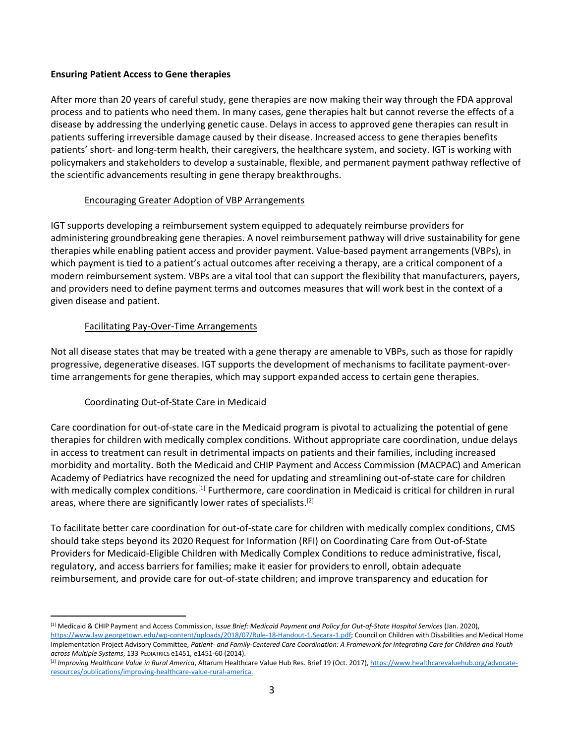**Ensuring Patient Access to Gene therapies**

After more than 20 years of careful study, gene therapies are now making their way through the FDA approval process and to patients who need them. In many cases, gene therapies halt but cannot reverse the effects of a disease by addressing the underlying genetic cause. Delays in access to approved gene therapies can result in patients suffering irreversible damage caused by their disease. Increased access to gene therapies benefits patients' short- and long-term health, their caregivers, the healthcare system, and society. IGT is working with policymakers and stakeholders to develop a sustainable, flexible, and permanent payment pathway reflective of the scientific advancements resulting in gene therapy breakthroughs.

<u>Encouraging Greater Adoption of VBP Arrangements</u>

IGT supports developing a reimbursement system equipped to adequately reimburse providers for administering groundbreaking gene therapies. A novel reimbursement pathway will drive sustainability for gene therapies while enabling patient access and provider payment. Value-based payment arrangements (VBPs), in which payment is tied to a patient's actual outcomes after receiving a therapy, are a critical component of a modern reimbursement system. VBPs are a vital tool that can support the flexibility that manufacturers, payers, and providers need to define payment terms and outcomes measures that will work best in the context of a given disease and patient.

<u>Facilitating Pay-Over-Time Arrangements</u>

Not all disease states that may be treated with a gene therapy are amenable to VBPs, such as those for rapidly progressive, degenerative diseases. IGT supports the development of mechanisms to facilitate payment-over-time arrangements for gene therapies, which may support expanded access to certain gene therapies.

<u>Coordinating Out-of-State Care in Medicaid</u>

Care coordination for out-of-state care in the Medicaid program is pivotal to actualizing the potential of gene therapies for children with medically complex conditions. Without appropriate care coordination, undue delays in access to treatment can result in detrimental impacts on patients and their families, including increased morbidity and mortality. Both the Medicaid and CHIP Payment and Access Commission (MACPAC) and American Academy of Pediatrics have recognized the need for updating and streamlining out-of-state care for children with medically complex conditions.[1] Furthermore, care coordination in Medicaid is critical for children in rural areas, where there are significantly lower rates of specialists.[2]

To facilitate better care coordination for out-of-state care for children with medically complex conditions, CMS should take steps beyond its 2020 Request for Information (RFI) on Coordinating Care from Out-of-State Providers for Medicaid-Eligible Children with Medically Complex Conditions to reduce administrative, fiscal, regulatory, and access barriers for families; make it easier for providers to enroll, obtain adequate reimbursement, and provide care for out-of-state children; and improve transparency and education for

---

[1] Medicaid & CHIP Payment and Access Commission, *Issue Brief: Medicaid Payment and Policy for Out-of-State Hospital Services* (Jan. 2020), https://www.law.georgetown.edu/wp-content/uploads/2018/07/Rule-18-Handout-1.Secara-1.pdf; Council on Children with Disabilities and Medical Home Implementation Project Advisory Committee, *Patient- and Family-Centered Care Coordination: A Framework for Integrating Care for Children and Youth across Multiple Systems*, 133 PEDIATRICS e1451, e1451-60 (2014).

[2] *Improving Healthcare Value in Rural America*, Altarum Healthcare Value Hub Res. Brief 19 (Oct. 2017), https://www.healthcarevaluehub.org/advocate-resources/publications/improving-healthcare-value-rural-america.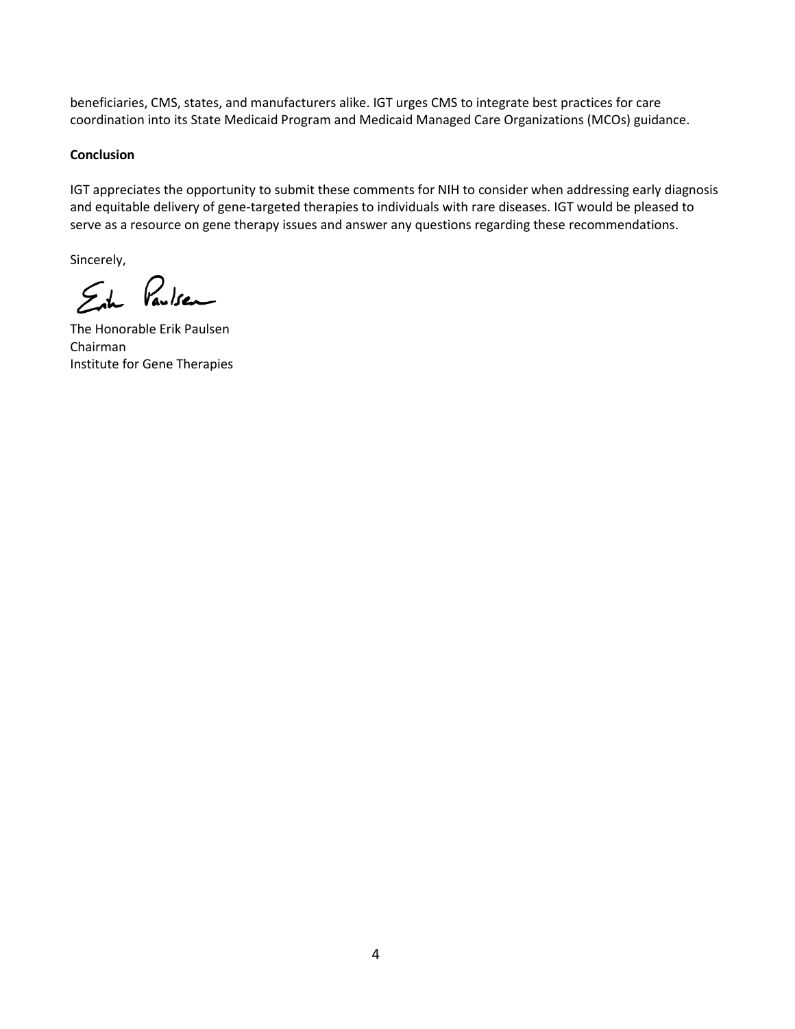beneficiaries, CMS, states, and manufacturers alike. IGT urges CMS to integrate best practices for care coordination into its State Medicaid Program and Medicaid Managed Care Organizations (MCOs) guidance.

**Conclusion**

IGT appreciates the opportunity to submit these comments for NIH to consider when addressing early diagnosis and equitable delivery of gene-targeted therapies to individuals with rare diseases. IGT would be pleased to serve as a resource on gene therapy issues and answer any questions regarding these recommendations.

Sincerely,

The Honorable Erik Paulsen
Chairman
Institute for Gene Therapies